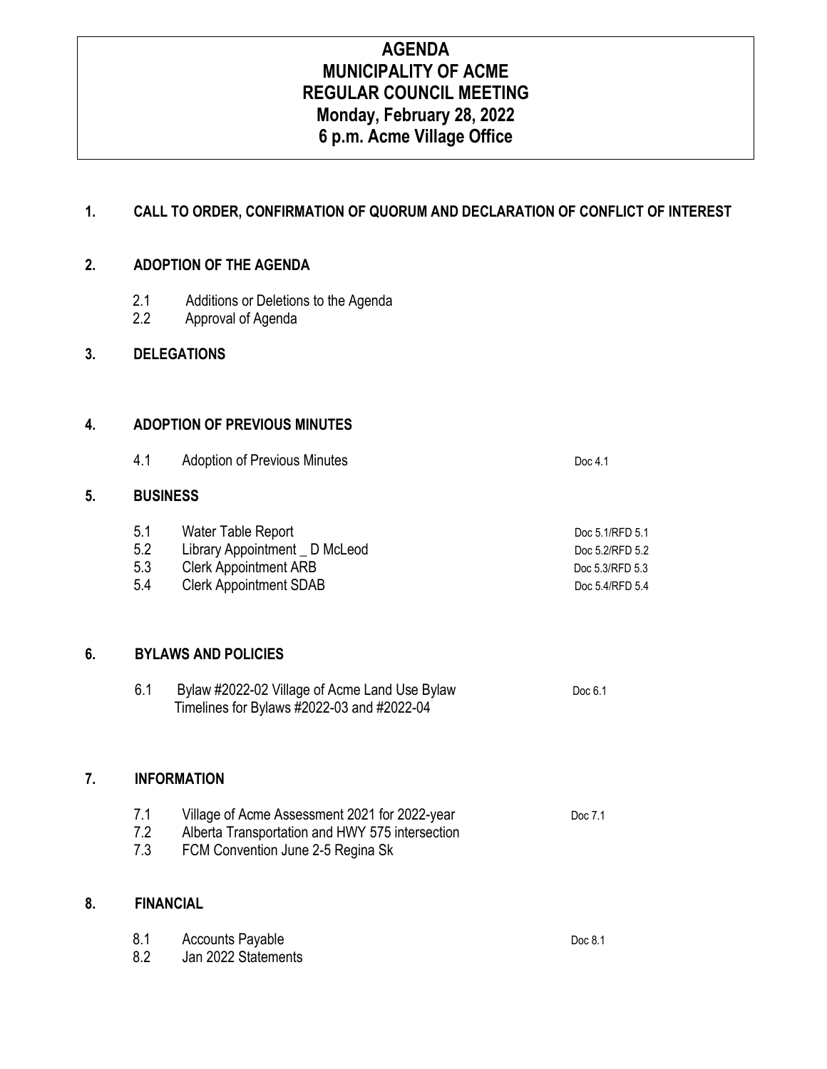# AGENDA
# MUNICIPALITY OF ACME
# REGULAR COUNCIL MEETING
# Monday, February 28, 2022
# 6 p.m. Acme Village Office

## 1. CALL TO ORDER, CONFIRMATION OF QUORUM AND DECLARATION OF CONFLICT OF INTEREST

## 2. ADOPTION OF THE AGENDA

2.1 Additions or Deletions to the Agenda
2.2 Approval of Agenda

## 3. DELEGATIONS

## 4. ADOPTION OF PREVIOUS MINUTES

| | | |
|---|---|---|
| 4.1 | Adoption of Previous Minutes | Doc 4.1 |

## 5. BUSINESS

| | | |
|---|---|---|
| 5.1 | Water Table Report | Doc 5.1/RFD 5.1 |
| 5.2 | Library Appointment _ D McLeod | Doc 5.2/RFD 5.2 |
| 5.3 | Clerk Appointment ARB | Doc 5.3/RFD 5.3 |
| 5.4 | Clerk Appointment SDAB | Doc 5.4/RFD 5.4 |

## 6. BYLAWS AND POLICIES

| | | |
|---|---|---|
| 6.1 | Bylaw #2022-02 Village of Acme Land Use Bylaw<br>Timelines for Bylaws #2022-03 and #2022-04 | Doc 6.1 |

## 7. INFORMATION

| | | |
|---|---|---|
| 7.1 | Village of Acme Assessment 2021 for 2022-year | Doc 7.1 |
| 7.2 | Alberta Transportation and HWY 575 intersection | |
| 7.3 | FCM Convention June 2-5 Regina Sk | |

## 8. FINANCIAL

| | | |
|---|---|---|
| 8.1 | Accounts Payable | Doc 8.1 |
| 8.2 | Jan 2022 Statements | |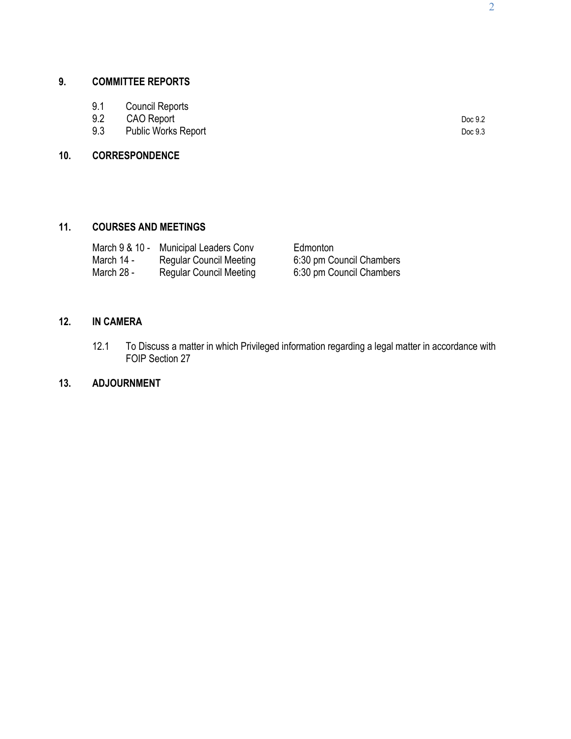## 9. COMMITTEE REPORTS

| | | |
|---|---|---|
| 9.1 | Council Reports | |
| 9.2 | CAO Report | Doc 9.2 |
| 9.3 | Public Works Report | Doc 9.3 |

## 10. CORRESPONDENCE

## 11. COURSES AND MEETINGS

| | | |
|---|---|---|
| March 9 & 10 - | Municipal Leaders Conv | Edmonton |
| March 14 - | Regular Council Meeting | 6:30 pm Council Chambers |
| March 28 - | Regular Council Meeting | 6:30 pm Council Chambers |

## 12. IN CAMERA

12.1 To Discuss a matter in which Privileged information regarding a legal matter in accordance with FOIP Section 27

## 13. ADJOURNMENT